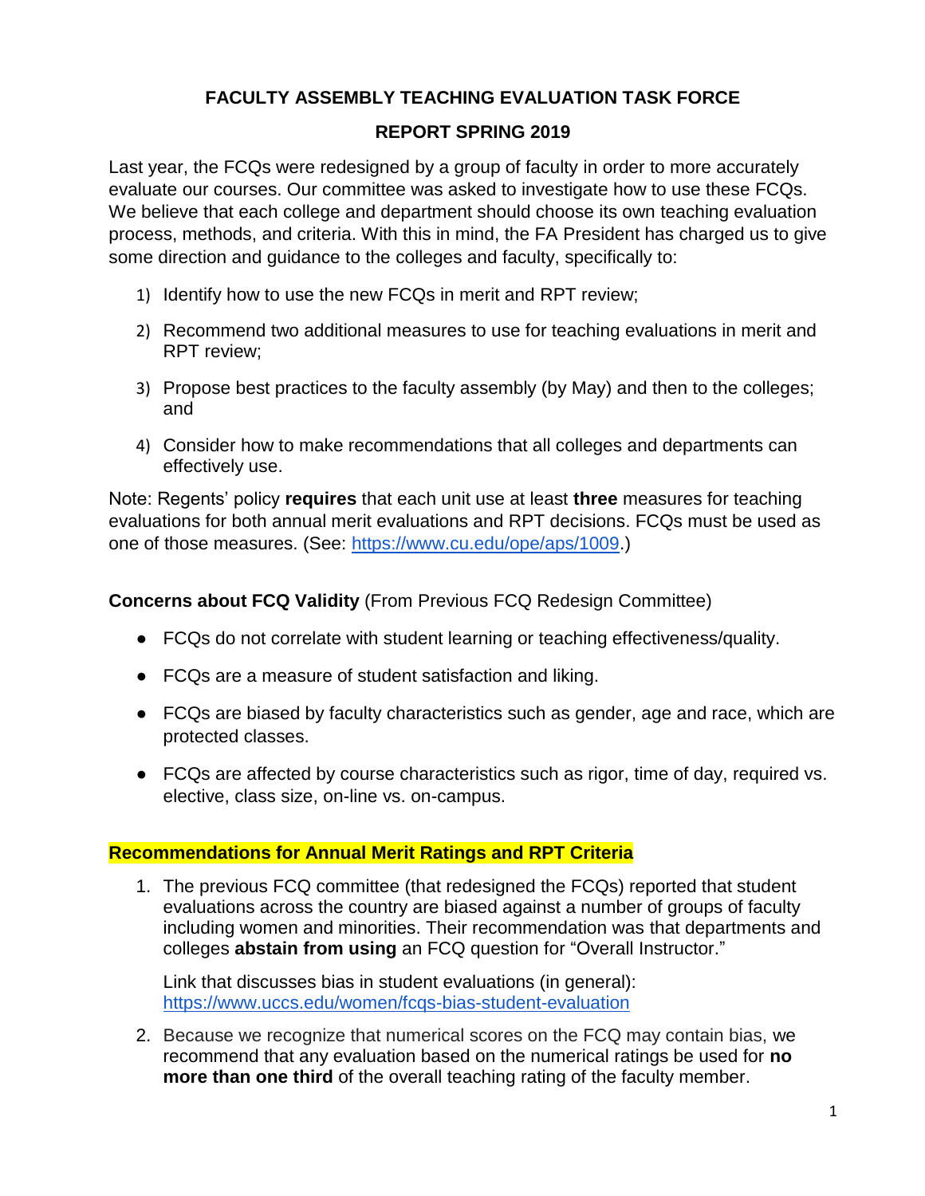# FACULTY ASSEMBLY TEACHING EVALUATION TASK FORCE

## REPORT SPRING 2019

Last year, the FCQs were redesigned by a group of faculty in order to more accurately evaluate our courses. Our committee was asked to investigate how to use these FCQs. We believe that each college and department should choose its own teaching evaluation process, methods, and criteria. With this in mind, the FA President has charged us to give some direction and guidance to the colleges and faculty, specifically to:

1) Identify how to use the new FCQs in merit and RPT review;
2) Recommend two additional measures to use for teaching evaluations in merit and RPT review;
3) Propose best practices to the faculty assembly (by May) and then to the colleges; and
4) Consider how to make recommendations that all colleges and departments can effectively use.

Note: Regents' policy **requires** that each unit use at least **three** measures for teaching evaluations for both annual merit evaluations and RPT decisions. FCQs must be used as one of those measures. (See: https://www.cu.edu/ope/aps/1009.)

**Concerns about FCQ Validity** (From Previous FCQ Redesign Committee)

- FCQs do not correlate with student learning or teaching effectiveness/quality.
- FCQs are a measure of student satisfaction and liking.
- FCQs are biased by faculty characteristics such as gender, age and race, which are protected classes.
- FCQs are affected by course characteristics such as rigor, time of day, required vs. elective, class size, on-line vs. on-campus.

**Recommendations for Annual Merit Ratings and RPT Criteria**

1. The previous FCQ committee (that redesigned the FCQs) reported that student evaluations across the country are biased against a number of groups of faculty including women and minorities. Their recommendation was that departments and colleges **abstain from using** an FCQ question for "Overall Instructor."

   Link that discusses bias in student evaluations (in general): https://www.uccs.edu/women/fcqs-bias-student-evaluation

2. Because we recognize that numerical scores on the FCQ may contain bias, we recommend that any evaluation based on the numerical ratings be used for **no more than one third** of the overall teaching rating of the faculty member.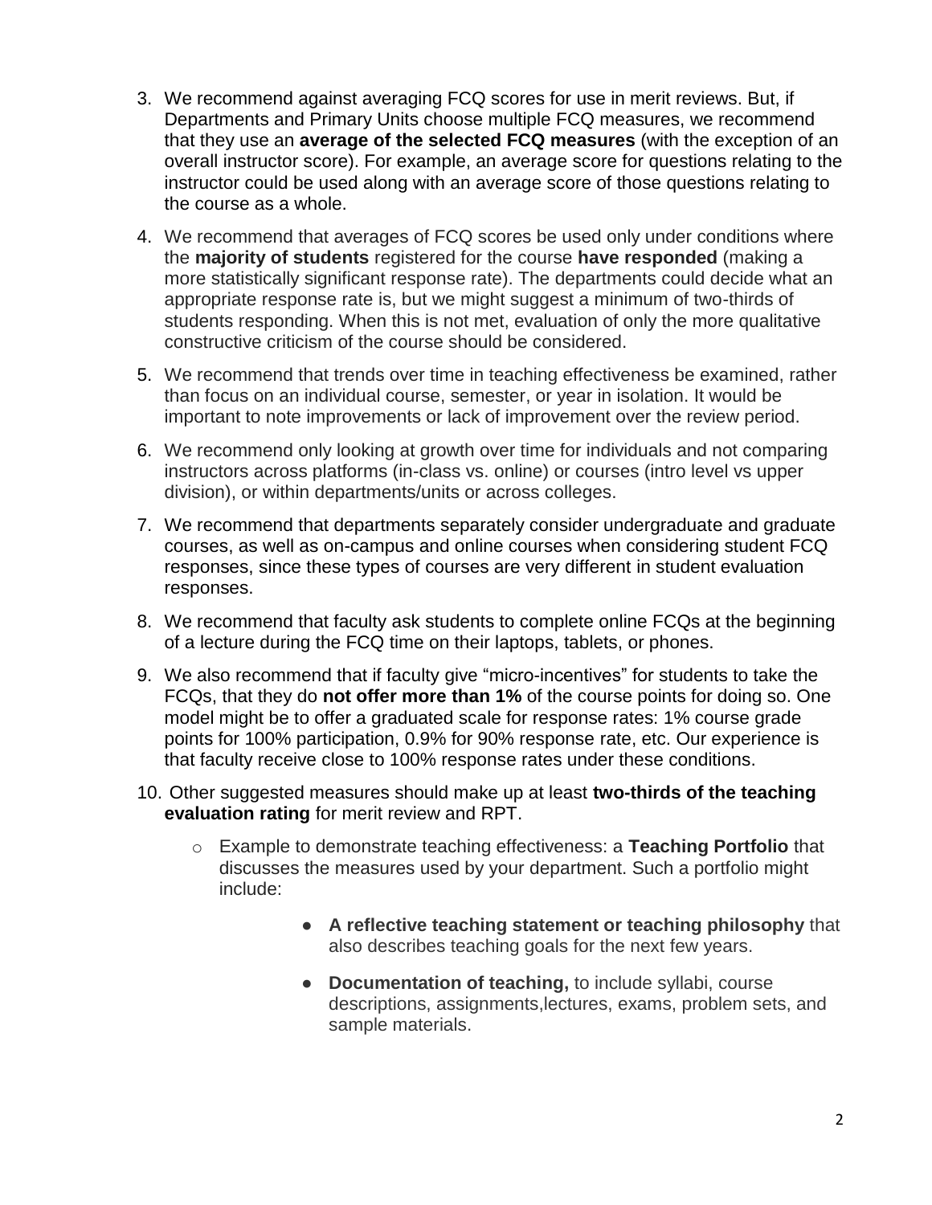3. We recommend against averaging FCQ scores for use in merit reviews. But, if Departments and Primary Units choose multiple FCQ measures, we recommend that they use an **average of the selected FCQ measures** (with the exception of an overall instructor score). For example, an average score for questions relating to the instructor could be used along with an average score of those questions relating to the course as a whole.

4. We recommend that averages of FCQ scores be used only under conditions where the **majority of students** registered for the course **have responded** (making a more statistically significant response rate). The departments could decide what an appropriate response rate is, but we might suggest a minimum of two-thirds of students responding. When this is not met, evaluation of only the more qualitative constructive criticism of the course should be considered.

5. We recommend that trends over time in teaching effectiveness be examined, rather than focus on an individual course, semester, or year in isolation. It would be important to note improvements or lack of improvement over the review period.

6. We recommend only looking at growth over time for individuals and not comparing instructors across platforms (in-class vs. online) or courses (intro level vs upper division), or within departments/units or across colleges.

7. We recommend that departments separately consider undergraduate and graduate courses, as well as on-campus and online courses when considering student FCQ responses, since these types of courses are very different in student evaluation responses.

8. We recommend that faculty ask students to complete online FCQs at the beginning of a lecture during the FCQ time on their laptops, tablets, or phones.

9. We also recommend that if faculty give "micro-incentives" for students to take the FCQs, that they do **not offer more than 1%** of the course points for doing so. One model might be to offer a graduated scale for response rates: 1% course grade points for 100% participation, 0.9% for 90% response rate, etc. Our experience is that faculty receive close to 100% response rates under these conditions.

10. Other suggested measures should make up at least **two-thirds of the teaching evaluation rating** for merit review and RPT.

    - Example to demonstrate teaching effectiveness: a **Teaching Portfolio** that discusses the measures used by your department. Such a portfolio might include:

        - **A reflective teaching statement or teaching philosophy** that also describes teaching goals for the next few years.

        - **Documentation of teaching,** to include syllabi, course descriptions, assignments,lectures, exams, problem sets, and sample materials.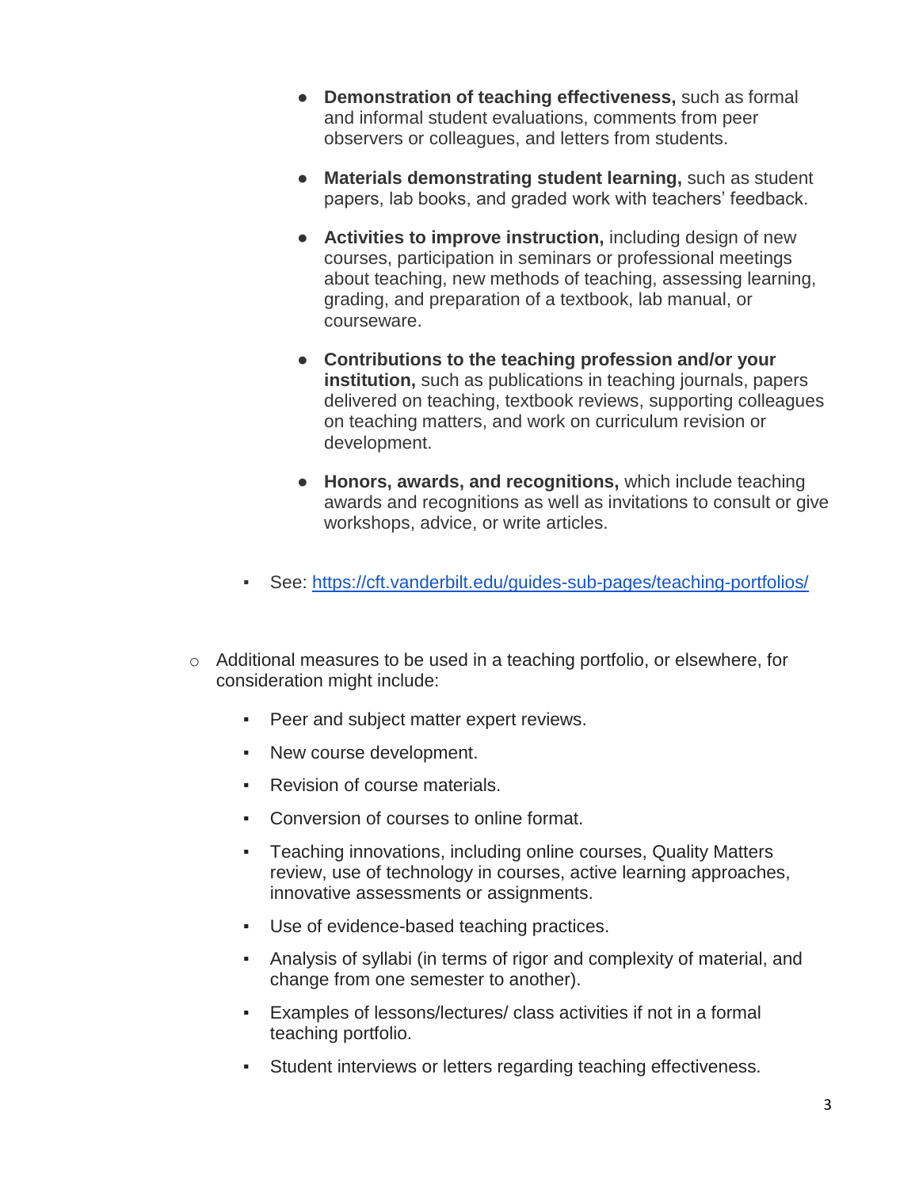- **Demonstration of teaching effectiveness,** such as formal and informal student evaluations, comments from peer observers or colleagues, and letters from students.

        - **Materials demonstrating student learning,** such as student papers, lab books, and graded work with teachers' feedback.

        - **Activities to improve instruction,** including design of new courses, participation in seminars or professional meetings about teaching, new methods of teaching, assessing learning, grading, and preparation of a textbook, lab manual, or courseware.

        - **Contributions to the teaching profession and/or your institution,** such as publications in teaching journals, papers delivered on teaching, textbook reviews, supporting colleagues on teaching matters, and work on curriculum revision or development.

        - **Honors, awards, and recognitions,** which include teaching awards and recognitions as well as invitations to consult or give workshops, advice, or write articles.

    - See: https://cft.vanderbilt.edu/guides-sub-pages/teaching-portfolios/

- Additional measures to be used in a teaching portfolio, or elsewhere, for consideration might include:
    - Peer and subject matter expert reviews.
    - New course development.
    - Revision of course materials.
    - Conversion of courses to online format.
    - Teaching innovations, including online courses, Quality Matters review, use of technology in courses, active learning approaches, innovative assessments or assignments.
    - Use of evidence-based teaching practices.
    - Analysis of syllabi (in terms of rigor and complexity of material, and change from one semester to another).
    - Examples of lessons/lectures/ class activities if not in a formal teaching portfolio.
    - Student interviews or letters regarding teaching effectiveness.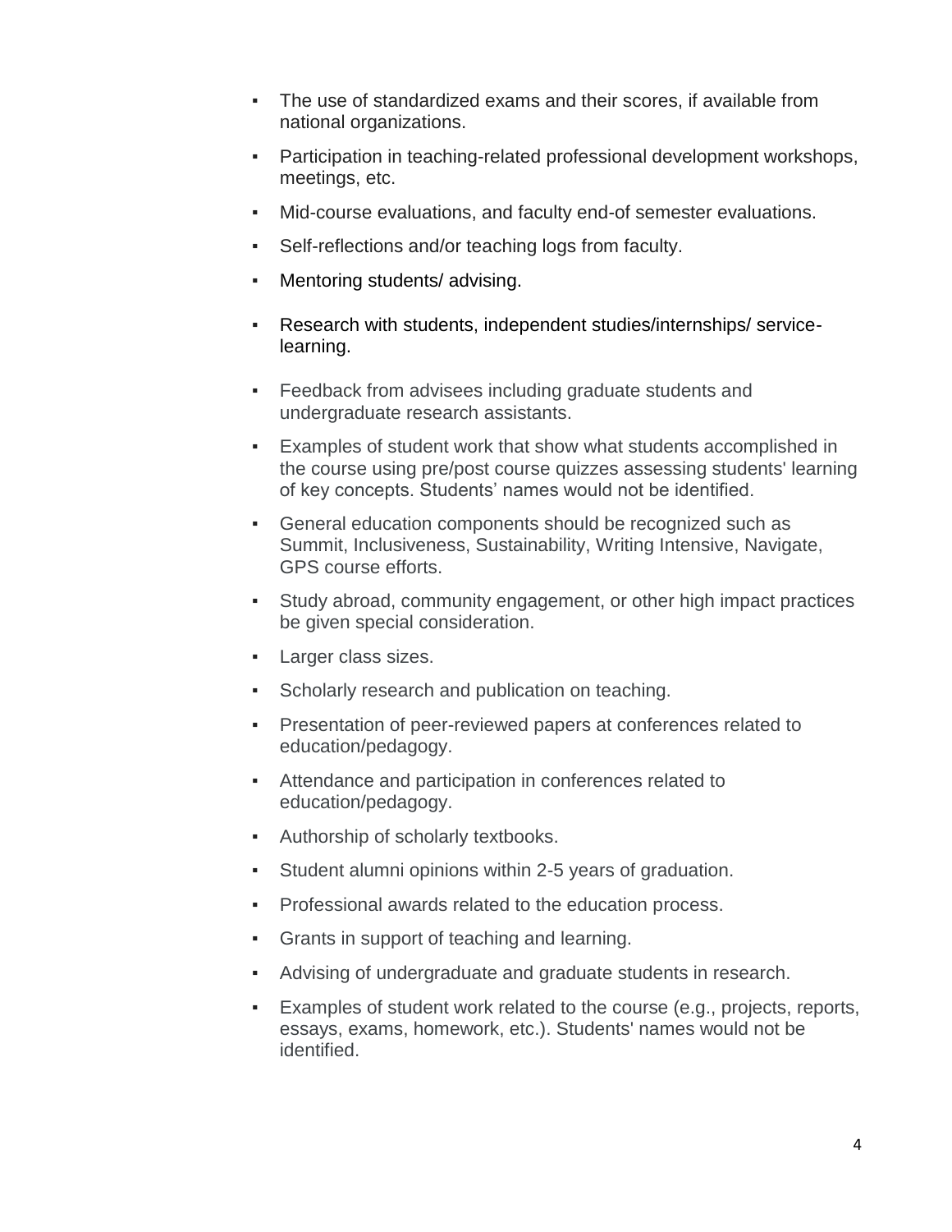- The use of standardized exams and their scores, if available from national organizations.
- Participation in teaching-related professional development workshops, meetings, etc.
- Mid-course evaluations, and faculty end-of semester evaluations.
- Self-reflections and/or teaching logs from faculty.
- Mentoring students/ advising.
- Research with students, independent studies/internships/ service-learning.
- Feedback from advisees including graduate students and undergraduate research assistants.
- Examples of student work that show what students accomplished in the course using pre/post course quizzes assessing students' learning of key concepts. Students' names would not be identified.
- General education components should be recognized such as Summit, Inclusiveness, Sustainability, Writing Intensive, Navigate, GPS course efforts.
- Study abroad, community engagement, or other high impact practices be given special consideration.
- Larger class sizes.
- Scholarly research and publication on teaching.
- Presentation of peer-reviewed papers at conferences related to education/pedagogy.
- Attendance and participation in conferences related to education/pedagogy.
- Authorship of scholarly textbooks.
- Student alumni opinions within 2-5 years of graduation.
- Professional awards related to the education process.
- Grants in support of teaching and learning.
- Advising of undergraduate and graduate students in research.
- Examples of student work related to the course (e.g., projects, reports, essays, exams, homework, etc.). Students' names would not be identified.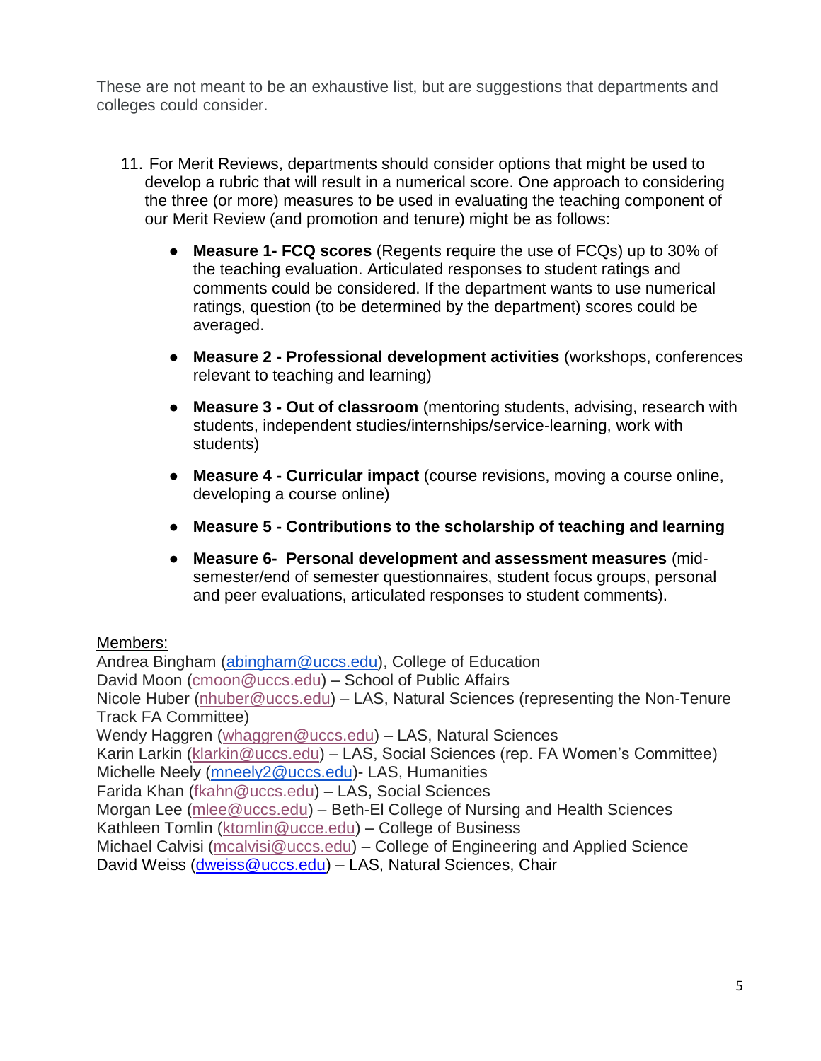These are not meant to be an exhaustive list, but are suggestions that departments and colleges could consider.

11. For Merit Reviews, departments should consider options that might be used to develop a rubric that will result in a numerical score. One approach to considering the three (or more) measures to be used in evaluating the teaching component of our Merit Review (and promotion and tenure) might be as follows:

    - **Measure 1- FCQ scores** (Regents require the use of FCQs) up to 30% of the teaching evaluation. Articulated responses to student ratings and comments could be considered. If the department wants to use numerical ratings, question (to be determined by the department) scores could be averaged.
    - **Measure 2 - Professional development activities** (workshops, conferences relevant to teaching and learning)
    - **Measure 3 - Out of classroom** (mentoring students, advising, research with students, independent studies/internships/service-learning, work with students)
    - **Measure 4 - Curricular impact** (course revisions, moving a course online, developing a course online)
    - **Measure 5 - Contributions to the scholarship of teaching and learning**
    - **Measure 6- Personal development and assessment measures** (mid-semester/end of semester questionnaires, student focus groups, personal and peer evaluations, articulated responses to student comments).

Members:
Andrea Bingham (abingham@uccs.edu), College of Education
David Moon (cmoon@uccs.edu) – School of Public Affairs
Nicole Huber (nhuber@uccs.edu) – LAS, Natural Sciences (representing the Non-Tenure Track FA Committee)
Wendy Haggren (whaggren@uccs.edu) – LAS, Natural Sciences
Karin Larkin (klarkin@uccs.edu) – LAS, Social Sciences (rep. FA Women's Committee)
Michelle Neely (mneely2@uccs.edu)- LAS, Humanities
Farida Khan (fkahn@uccs.edu) – LAS, Social Sciences
Morgan Lee (mlee@uccs.edu) – Beth-El College of Nursing and Health Sciences
Kathleen Tomlin (ktomlin@ucce.edu) – College of Business
Michael Calvisi (mcalvisi@uccs.edu) – College of Engineering and Applied Science
David Weiss (dweiss@uccs.edu) – LAS, Natural Sciences, Chair